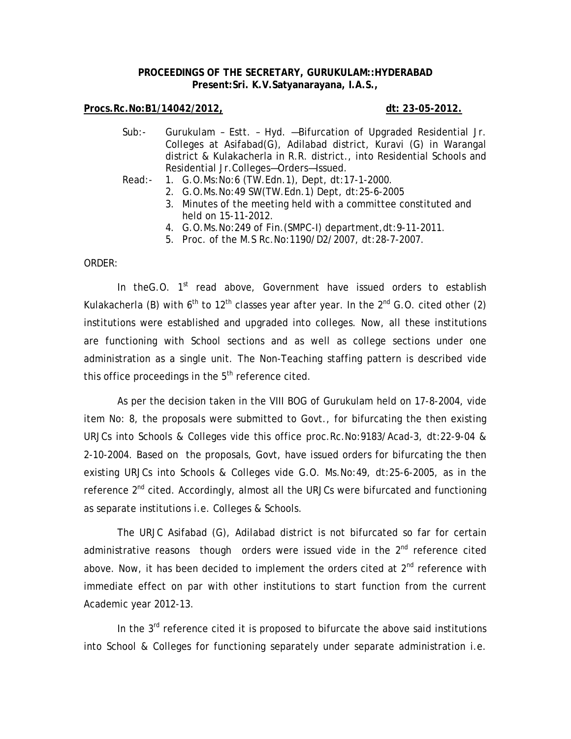**PROCEEDINGS OF THE SECRETARY, GURUKULAM::HYDERABAD**
**Present:Sri. K.V.Satyanarayana, I.A.S.,**

**Procs.Rc.No:B1/14042/2012, dt: 23-05-2012.**

Sub:- Gurukulam – Estt. – Hyd. —Bifurcation of Upgraded Residential Jr. Colleges at Asifabad(G), Adilabad district, Kuravi (G) in Warangal district & Kulakacherla in R.R. district., into Residential Schools and Residential Jr.Colleges—Orders—Issued.

Read:-
1. G.O.Ms:No:6 (TW.Edn.1), Dept, dt:17-1-2000.
2. G.O.Ms.No:49 SW(TW.Edn.1) Dept, dt:25-6-2005
3. Minutes of the meeting held with a committee constituted and held on 15-11-2012.
4. G.O.Ms.No:249 of Fin.(SMPC-I) department,dt:9-11-2011.
5. Proc. of the M.S Rc.No:1190/D2/2007, dt:28-7-2007.

ORDER:

In theG.O. 1st read above, Government have issued orders to establish Kulakacherla (B) with 6th to 12th classes year after year. In the 2nd G.O. cited other (2) institutions were established and upgraded into colleges. Now, all these institutions are functioning with School sections and as well as college sections under one administration as a single unit. The Non-Teaching staffing pattern is described vide this office proceedings in the 5th reference cited.

As per the decision taken in the VIII BOG of Gurukulam held on 17-8-2004, vide item No: 8, the proposals were submitted to Govt., for bifurcating the then existing URJCs into Schools & Colleges vide this office proc.Rc.No:9183/Acad-3, dt:22-9-04 & 2-10-2004. Based on the proposals, Govt, have issued orders for bifurcating the then existing URJCs into Schools & Colleges vide G.O. Ms.No:49, dt:25-6-2005, as in the reference 2nd cited. Accordingly, almost all the URJCs were bifurcated and functioning as separate institutions i.e. Colleges & Schools.

The URJC Asifabad (G), Adilabad district is not bifurcated so far for certain administrative reasons though orders were issued vide in the 2nd reference cited above. Now, it has been decided to implement the orders cited at 2nd reference with immediate effect on par with other institutions to start function from the current Academic year 2012-13.

In the 3rd reference cited it is proposed to bifurcate the above said institutions into School & Colleges for functioning separately under separate administration i.e.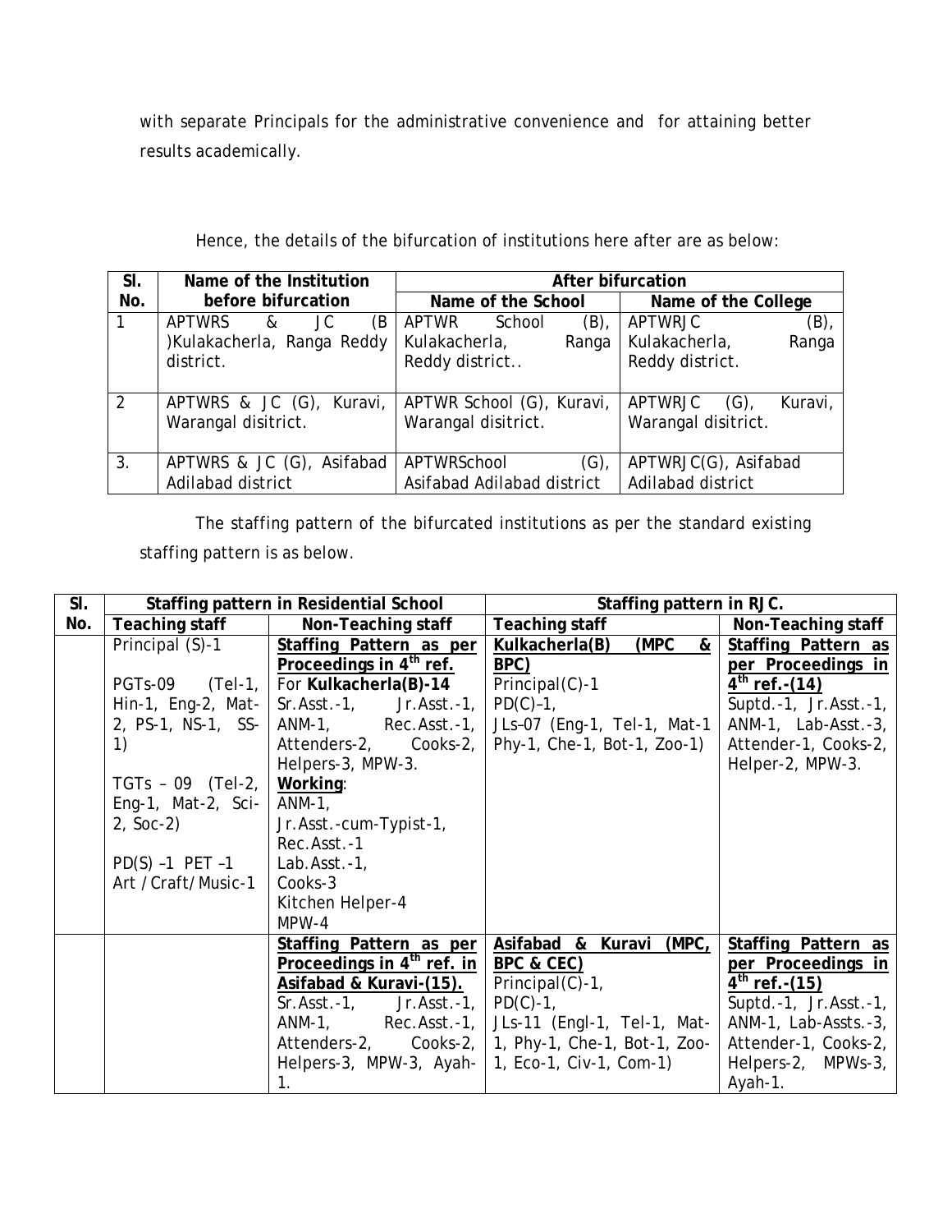with separate Principals for the administrative convenience and for attaining better results academically.

Hence, the details of the bifurcation of institutions here after are as below:

| Sl. No. | Name of the Institution before bifurcation | After bifurcation | |
|---|---|---|---|
| | | Name of the School | Name of the College |
| 1 | APTWRS & JC (B )Kulakacherla, Ranga Reddy district. | APTWR School (B), Kulakacherla, Ranga Reddy district.. | APTWRJC (B), Kulakacherla, Ranga Reddy district. |
| 2 | APTWRS & JC (G), Kuravi, Warangal disitrict. | APTWR School (G), Kuravi, Warangal disitrict. | APTWRJC (G), Kuravi, Warangal disitrict. |
| 3. | APTWRS & JC (G), Asifabad Adilabad district | APTWRSchool (G), Asifabad Adilabad district | APTWRJC(G), Asifabad Adilabad district |

The staffing pattern of the bifurcated institutions as per the standard existing staffing pattern is as below.

| Sl. No. | Staffing pattern in Residential School | | Staffing pattern in RJC. | |
|---|---|---|---|---|
| | Teaching staff | Non-Teaching staff | Teaching staff | Non-Teaching staff |
| | Principal (S)-1<br><br>PGTs-09 (Tel-1, Hin-1, Eng-2, Mat-2, PS-1, NS-1, SS-1)<br><br>TGTs – 09 (Tel-2, Eng-1, Mat-2, Sci-2, Soc-2)<br><br>PD(S) –1 PET –1<br>Art /Craft/Music-1 | **Staffing Pattern as per Proceedings in 4th ref.**<br>For **Kulkacherla(B)-14**<br>Sr.Asst.-1, Jr.Asst.-1, ANM-1, Rec.Asst.-1, Attenders-2, Cooks-2, Helpers-3, MPW-3.<br>**Working**:<br>ANM-1,<br>Jr.Asst.-cum-Typist-1,<br>Rec.Asst.-1<br>Lab.Asst.-1,<br>Cooks-3<br>Kitchen Helper-4<br>MPW-4 | **Kulkacherla(B) (MPC & BPC)**<br>Principal(C)-1<br>PD(C)–1,<br>JLs–07 (Eng-1, Tel-1, Mat-1 Phy-1, Che-1, Bot-1, Zoo-1) | **Staffing Pattern as per Proceedings in 4th ref.-(14)**<br>Suptd.-1, Jr.Asst.-1, ANM-1, Lab-Asst.-3, Attender-1, Cooks-2, Helper-2, MPW-3. |
| | | **Staffing Pattern as per Proceedings in 4th ref. in Asifabad & Kuravi-(15).**<br>Sr.Asst.-1, Jr.Asst.-1, ANM-1, Rec.Asst.-1, Attenders-2, Cooks-2, Helpers-3, MPW-3, Ayah-1. | **Asifabad & Kuravi (MPC, BPC & CEC)**<br>Principal(C)-1,<br>PD(C)-1,<br>JLs-11 (Engl-1, Tel-1, Mat-1, Phy-1, Che-1, Bot-1, Zoo-1, Eco-1, Civ-1, Com-1) | **Staffing Pattern as per Proceedings in 4th ref.-(15)**<br>Suptd.-1, Jr.Asst.-1, ANM-1, Lab-Assts.-3, Attender-1, Cooks-2, Helpers-2, MPWs-3, Ayah-1. |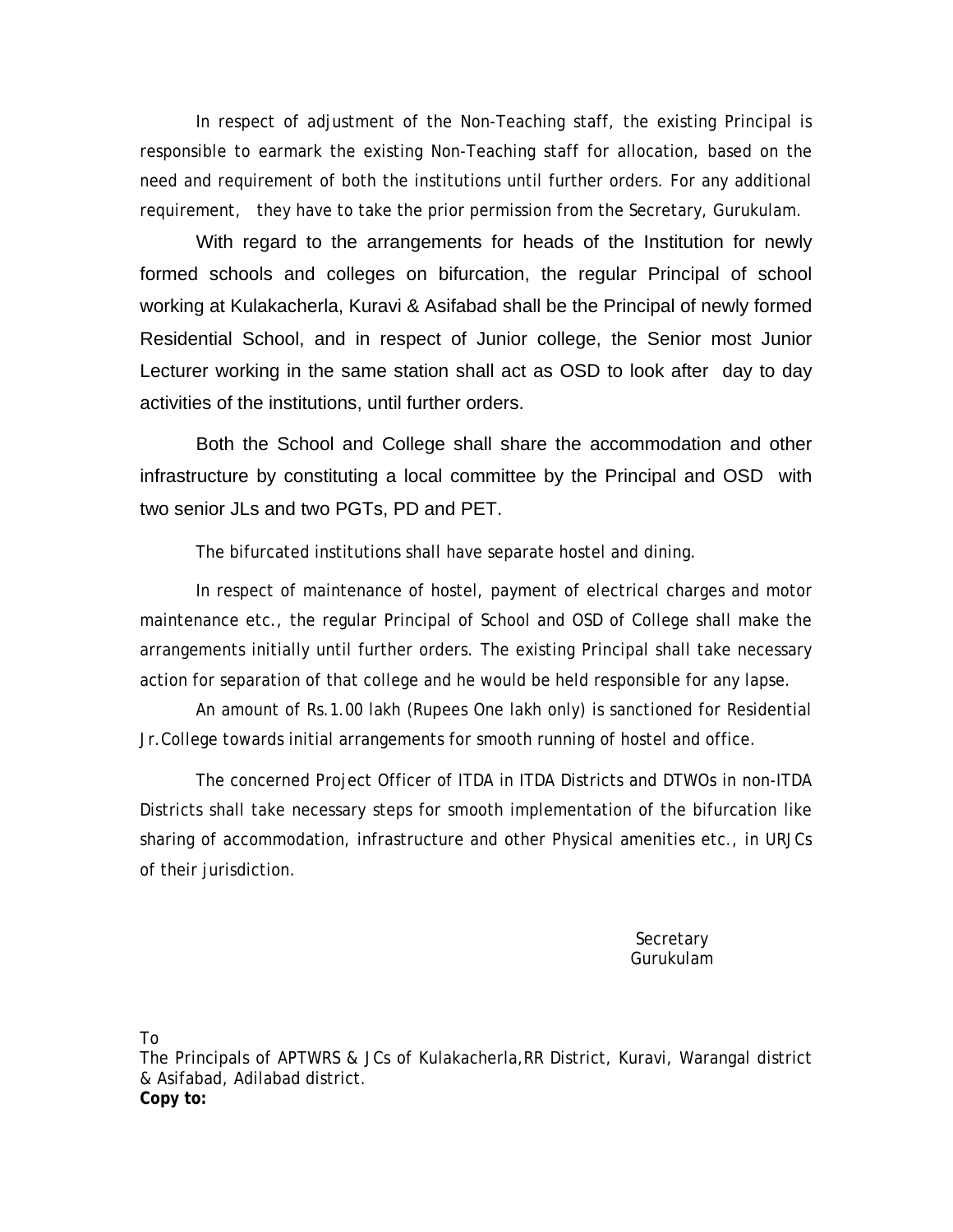In respect of adjustment of the Non-Teaching staff, the existing Principal is responsible to earmark the existing Non-Teaching staff for allocation, based on the need and requirement of both the institutions until further orders. For any additional requirement, they have to take the prior permission from the Secretary, Gurukulam.

With regard to the arrangements for heads of the Institution for newly formed schools and colleges on bifurcation, the regular Principal of school working at Kulakacherla, Kuravi & Asifabad shall be the Principal of newly formed Residential School, and in respect of Junior college, the Senior most Junior Lecturer working in the same station shall act as OSD to look after day to day activities of the institutions, until further orders.

Both the School and College shall share the accommodation and other infrastructure by constituting a local committee by the Principal and OSD with two senior JLs and two PGTs, PD and PET.

The bifurcated institutions shall have separate hostel and dining.

In respect of maintenance of hostel, payment of electrical charges and motor maintenance etc., the regular Principal of School and OSD of College shall make the arrangements initially until further orders. The existing Principal shall take necessary action for separation of that college and he would be held responsible for any lapse.

An amount of Rs.1.00 lakh (Rupees One lakh only) is sanctioned for Residential Jr.College towards initial arrangements for smooth running of hostel and office.

The concerned Project Officer of ITDA in ITDA Districts and DTWOs in non-ITDA Districts shall take necessary steps for smooth implementation of the bifurcation like sharing of accommodation, infrastructure and other Physical amenities etc., in URJCs of their jurisdiction.

Secretary
Gurukulam

To
The Principals of APTWRS & JCs of Kulakacherla,RR District, Kuravi, Warangal district & Asifabad, Adilabad district.

**Copy to:**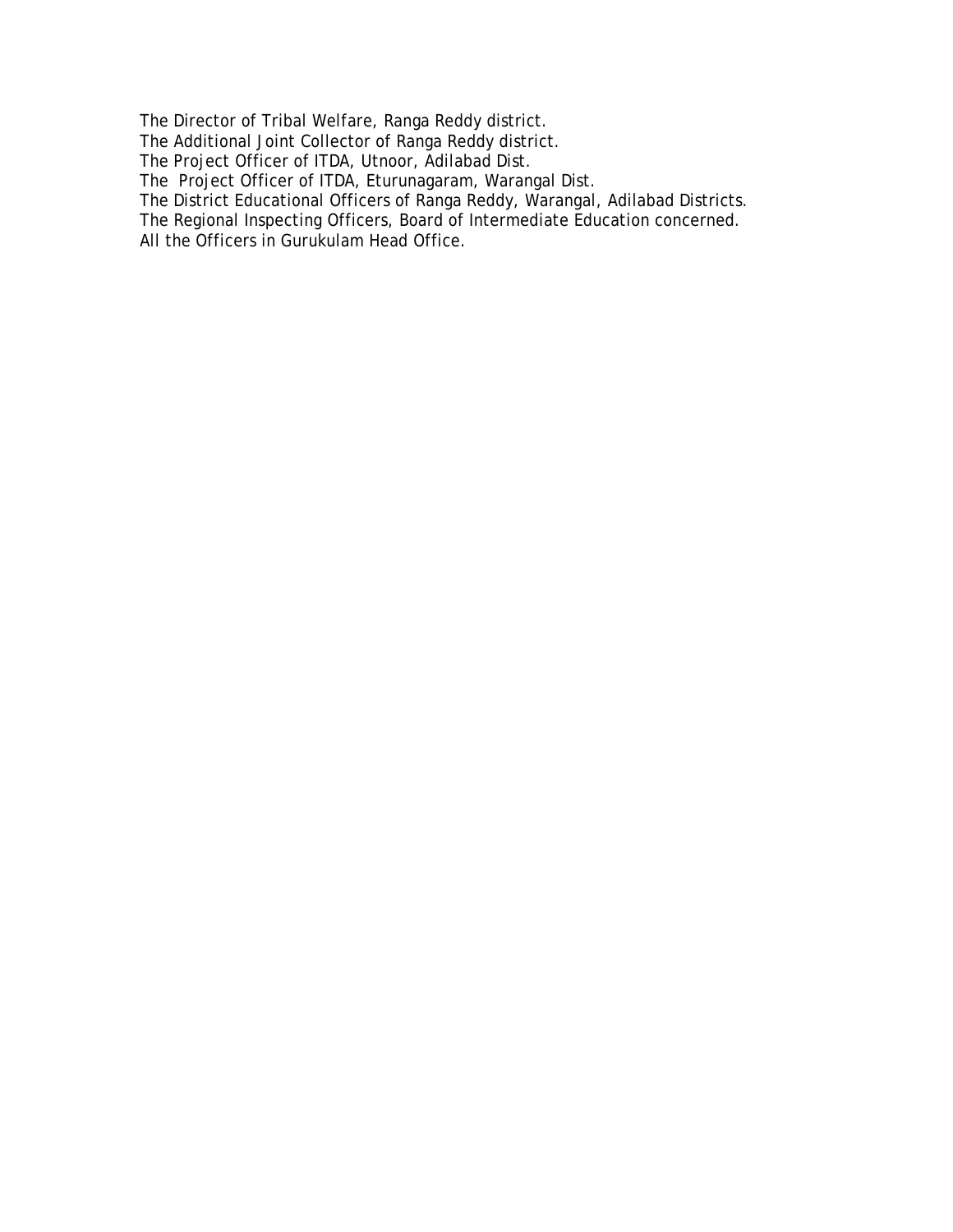The Director of Tribal Welfare, Ranga Reddy district.
The Additional Joint Collector of Ranga Reddy district.
The Project Officer of ITDA, Utnoor, Adilabad Dist.
The Project Officer of ITDA, Eturunagaram, Warangal Dist.
The District Educational Officers of Ranga Reddy, Warangal, Adilabad Districts.
The Regional Inspecting Officers, Board of Intermediate Education concerned.
All the Officers in Gurukulam Head Office.